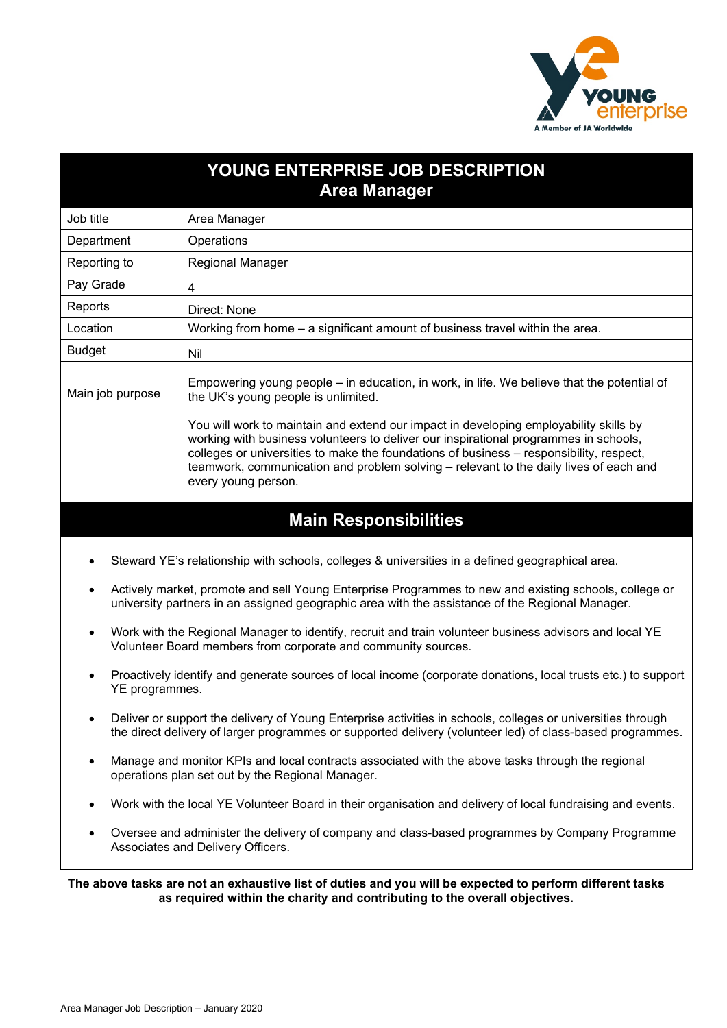# YOUNG ENTERPRISE JOB DESCRIPTION
## Area Manager

| | |
|---|---|
| Job title | Area Manager |
| Department | Operations |
| Reporting to | Regional Manager |
| Pay Grade | 4 |
| Reports | Direct: None |
| Location | Working from home – a significant amount of business travel within the area. |
| Budget | Nil |
| Main job purpose | Empowering young people – in education, in work, in life. We believe that the potential of the UK's young people is unlimited.<br><br>You will work to maintain and extend our impact in developing employability skills by working with business volunteers to deliver our inspirational programmes in schools, colleges or universities to make the foundations of business – responsibility, respect, teamwork, communication and problem solving – relevant to the daily lives of each and every young person. |

## Main Responsibilities

- Steward YE's relationship with schools, colleges & universities in a defined geographical area.
- Actively market, promote and sell Young Enterprise Programmes to new and existing schools, college or university partners in an assigned geographic area with the assistance of the Regional Manager.
- Work with the Regional Manager to identify, recruit and train volunteer business advisors and local YE Volunteer Board members from corporate and community sources.
- Proactively identify and generate sources of local income (corporate donations, local trusts etc.) to support YE programmes.
- Deliver or support the delivery of Young Enterprise activities in schools, colleges or universities through the direct delivery of larger programmes or supported delivery (volunteer led) of class-based programmes.
- Manage and monitor KPIs and local contracts associated with the above tasks through the regional operations plan set out by the Regional Manager.
- Work with the local YE Volunteer Board in their organisation and delivery of local fundraising and events.
- Oversee and administer the delivery of company and class-based programmes by Company Programme Associates and Delivery Officers.

**The above tasks are not an exhaustive list of duties and you will be expected to perform different tasks as required within the charity and contributing to the overall objectives.**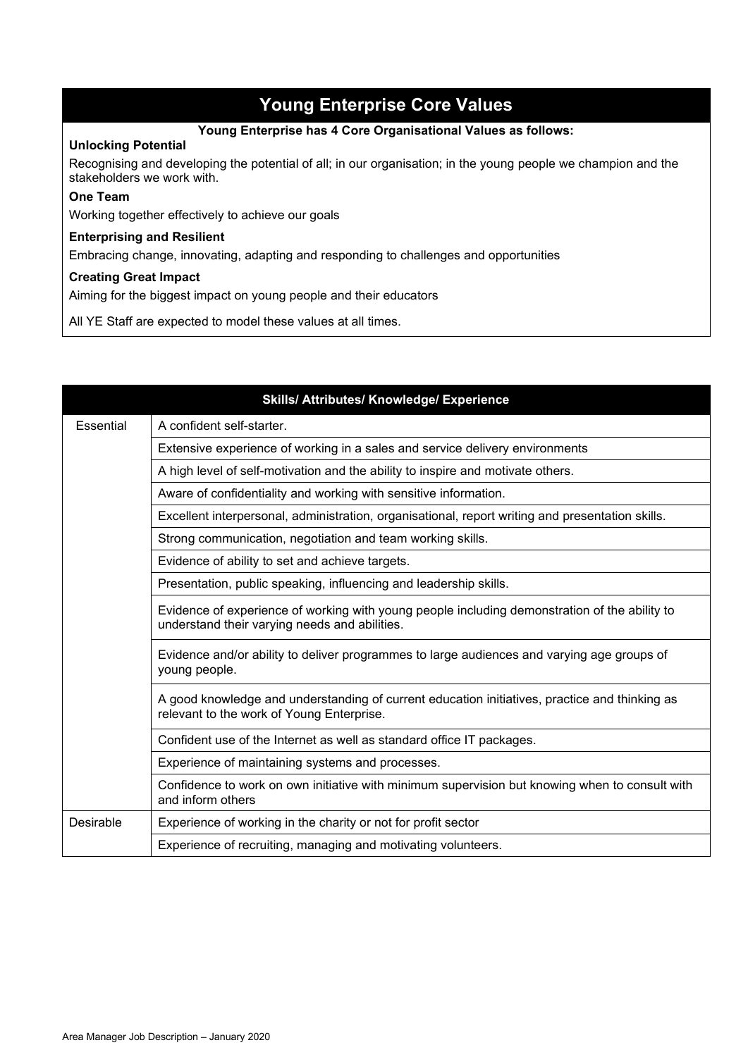## Young Enterprise Core Values

**Young Enterprise has 4 Core Organisational Values as follows:**

**Unlocking Potential**

Recognising and developing the potential of all; in our organisation; in the young people we champion and the stakeholders we work with.

**One Team**

Working together effectively to achieve our goals

**Enterprising and Resilient**

Embracing change, innovating, adapting and responding to challenges and opportunities

**Creating Great Impact**

Aiming for the biggest impact on young people and their educators

All YE Staff are expected to model these values at all times.

| Skills/ Attributes/ Knowledge/ Experience | |
|---|---|
| Essential | A confident self-starter. |
| | Extensive experience of working in a sales and service delivery environments |
| | A high level of self-motivation and the ability to inspire and motivate others. |
| | Aware of confidentiality and working with sensitive information. |
| | Excellent interpersonal, administration, organisational, report writing and presentation skills. |
| | Strong communication, negotiation and team working skills. |
| | Evidence of ability to set and achieve targets. |
| | Presentation, public speaking, influencing and leadership skills. |
| | Evidence of experience of working with young people including demonstration of the ability to understand their varying needs and abilities. |
| | Evidence and/or ability to deliver programmes to large audiences and varying age groups of young people. |
| | A good knowledge and understanding of current education initiatives, practice and thinking as relevant to the work of Young Enterprise. |
| | Confident use of the Internet as well as standard office IT packages. |
| | Experience of maintaining systems and processes. |
| | Confidence to work on own initiative with minimum supervision but knowing when to consult with and inform others |
| Desirable | Experience of working in the charity or not for profit sector |
| | Experience of recruiting, managing and motivating volunteers. |